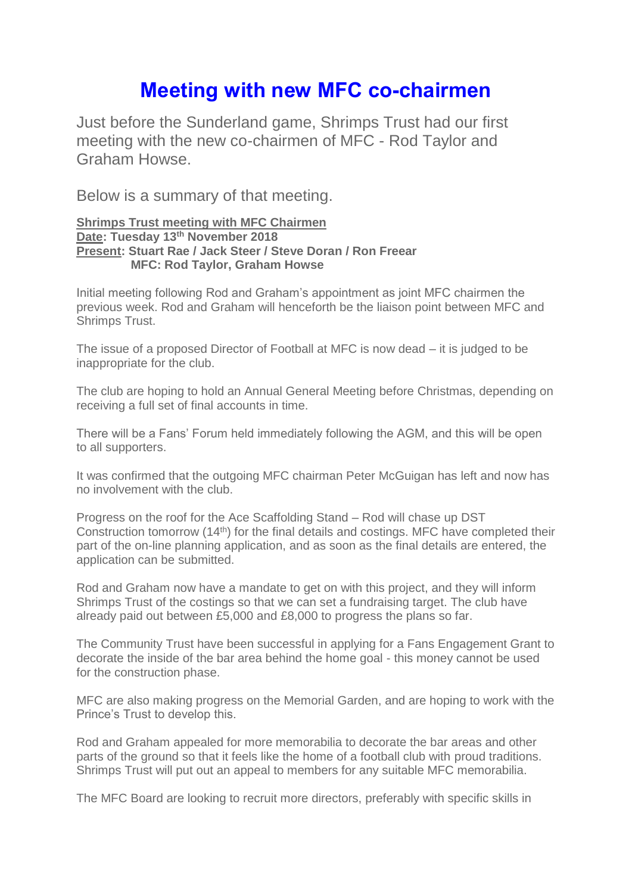# Meeting with new MFC co-chairmen

Just before the Sunderland game, Shrimps Trust had our first meeting with the new co-chairmen of MFC - Rod Taylor and Graham Howse.

Below is a summary of that meeting.

**Shrimps Trust meeting with MFC Chairmen**
**Date: Tuesday 13th November 2018**
**Present: Stuart Rae / Jack Steer / Steve Doran / Ron Freear**
**MFC: Rod Taylor, Graham Howse**

Initial meeting following Rod and Graham's appointment as joint MFC chairmen the previous week. Rod and Graham will henceforth be the liaison point between MFC and Shrimps Trust.

The issue of a proposed Director of Football at MFC is now dead – it is judged to be inappropriate for the club.

The club are hoping to hold an Annual General Meeting before Christmas, depending on receiving a full set of final accounts in time.

There will be a Fans' Forum held immediately following the AGM, and this will be open to all supporters.

It was confirmed that the outgoing MFC chairman Peter McGuigan has left and now has no involvement with the club.

Progress on the roof for the Ace Scaffolding Stand – Rod will chase up DST Construction tomorrow (14th) for the final details and costings. MFC have completed their part of the on-line planning application, and as soon as the final details are entered, the application can be submitted.

Rod and Graham now have a mandate to get on with this project, and they will inform Shrimps Trust of the costings so that we can set a fundraising target. The club have already paid out between £5,000 and £8,000 to progress the plans so far.

The Community Trust have been successful in applying for a Fans Engagement Grant to decorate the inside of the bar area behind the home goal - this money cannot be used for the construction phase.

MFC are also making progress on the Memorial Garden, and are hoping to work with the Prince's Trust to develop this.

Rod and Graham appealed for more memorabilia to decorate the bar areas and other parts of the ground so that it feels like the home of a football club with proud traditions. Shrimps Trust will put out an appeal to members for any suitable MFC memorabilia.

The MFC Board are looking to recruit more directors, preferably with specific skills in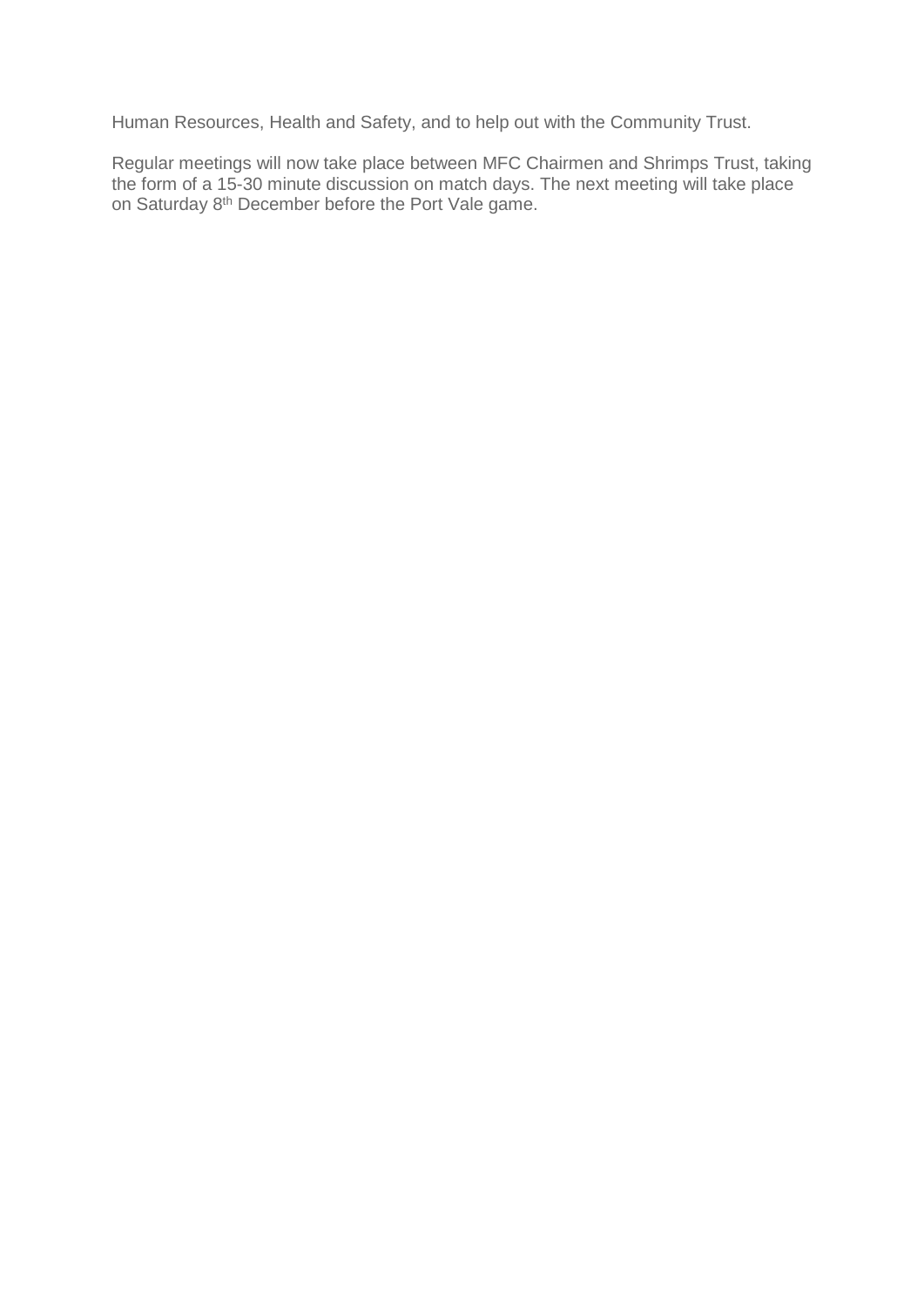Human Resources, Health and Safety, and to help out with the Community Trust.

Regular meetings will now take place between MFC Chairmen and Shrimps Trust, taking the form of a 15-30 minute discussion on match days. The next meeting will take place on Saturday 8th December before the Port Vale game.